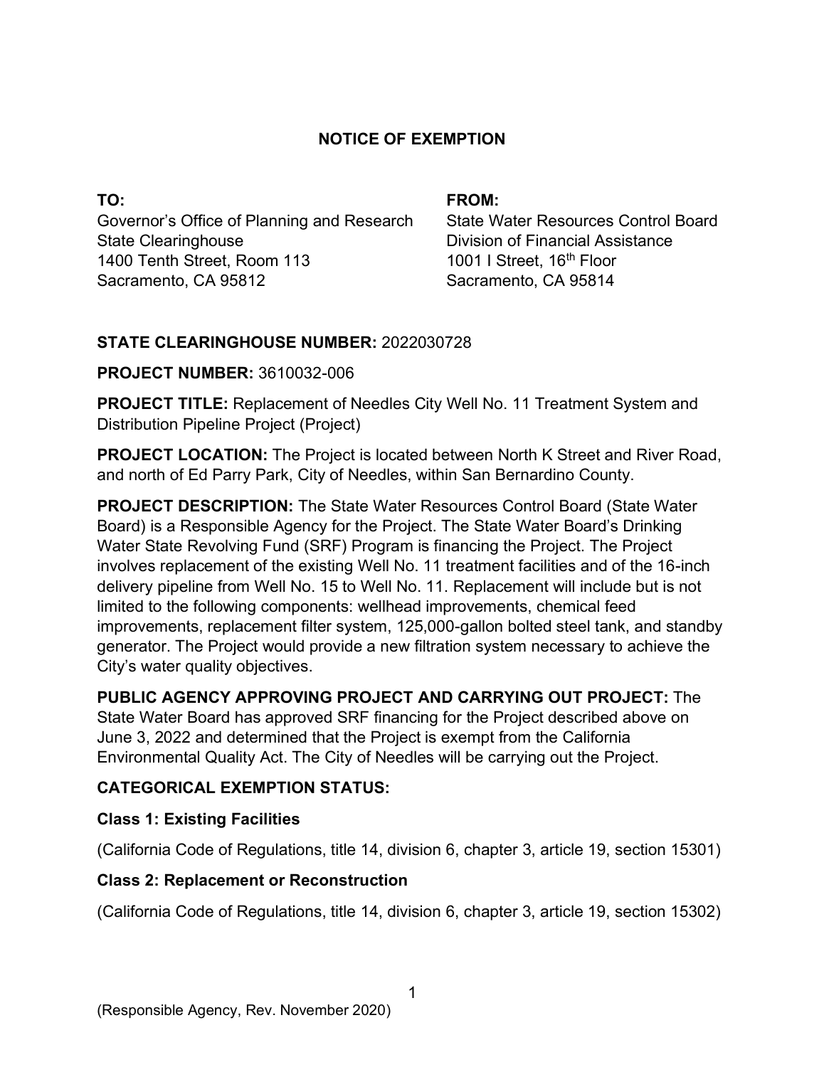# NOTICE OF EXEMPTION

**TO:**
Governor's Office of Planning and Research
State Clearinghouse
1400 Tenth Street, Room 113
Sacramento, CA 95812

**FROM:**
State Water Resources Control Board
Division of Financial Assistance
1001 I Street, 16th Floor
Sacramento, CA 95814

**STATE CLEARINGHOUSE NUMBER:** 2022030728

**PROJECT NUMBER:** 3610032-006

**PROJECT TITLE:** Replacement of Needles City Well No. 11 Treatment System and Distribution Pipeline Project (Project)

**PROJECT LOCATION:** The Project is located between North K Street and River Road, and north of Ed Parry Park, City of Needles, within San Bernardino County.

**PROJECT DESCRIPTION:** The State Water Resources Control Board (State Water Board) is a Responsible Agency for the Project. The State Water Board's Drinking Water State Revolving Fund (SRF) Program is financing the Project. The Project involves replacement of the existing Well No. 11 treatment facilities and of the 16-inch delivery pipeline from Well No. 15 to Well No. 11. Replacement will include but is not limited to the following components: wellhead improvements, chemical feed improvements, replacement filter system, 125,000-gallon bolted steel tank, and standby generator. The Project would provide a new filtration system necessary to achieve the City's water quality objectives.

**PUBLIC AGENCY APPROVING PROJECT AND CARRYING OUT PROJECT:** The State Water Board has approved SRF financing for the Project described above on June 3, 2022 and determined that the Project is exempt from the California Environmental Quality Act. The City of Needles will be carrying out the Project.

**CATEGORICAL EXEMPTION STATUS:**

**Class 1: Existing Facilities**

(California Code of Regulations, title 14, division 6, chapter 3, article 19, section 15301)

**Class 2: Replacement or Reconstruction**

(California Code of Regulations, title 14, division 6, chapter 3, article 19, section 15302)

(Responsible Agency, Rev. November 2020)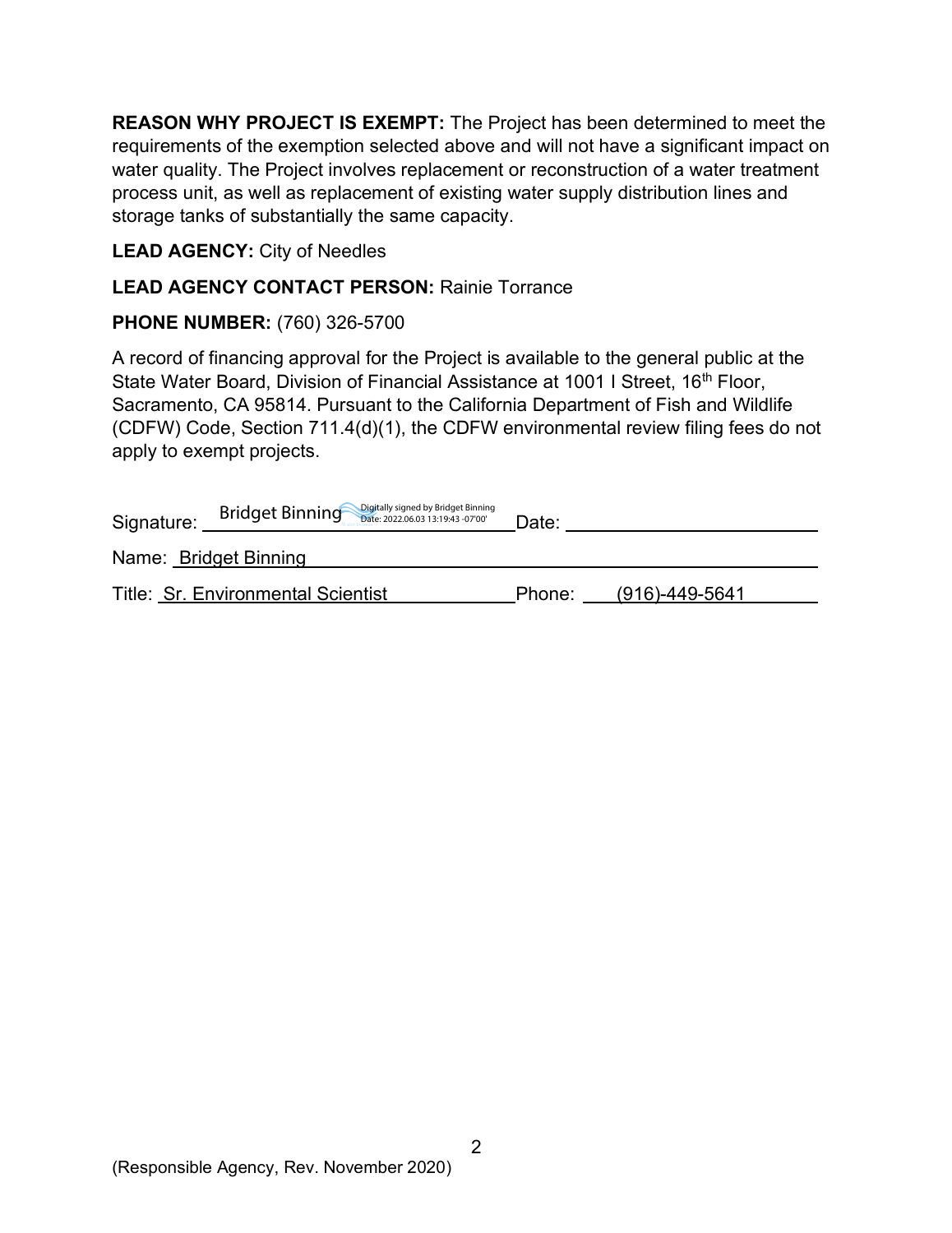**REASON WHY PROJECT IS EXEMPT:** The Project has been determined to meet the requirements of the exemption selected above and will not have a significant impact on water quality. The Project involves replacement or reconstruction of a water treatment process unit, as well as replacement of existing water supply distribution lines and storage tanks of substantially the same capacity.

**LEAD AGENCY:** City of Needles

**LEAD AGENCY CONTACT PERSON:** Rainie Torrance

**PHONE NUMBER:** (760) 326-5700

A record of financing approval for the Project is available to the general public at the State Water Board, Division of Financial Assistance at 1001 I Street, 16th Floor, Sacramento, CA 95814. Pursuant to the California Department of Fish and Wildlife (CDFW) Code, Section 711.4(d)(1), the CDFW environmental review filing fees do not apply to exempt projects.

Signature: Bridget Binning Digitally signed by Bridget Binning Date: 2022.06.03 13:19:43 -07'00' Date: ____________

Name: Bridget Binning

Title: Sr. Environmental Scientist Phone: (916)-449-5641

(Responsible Agency, Rev. November 2020)